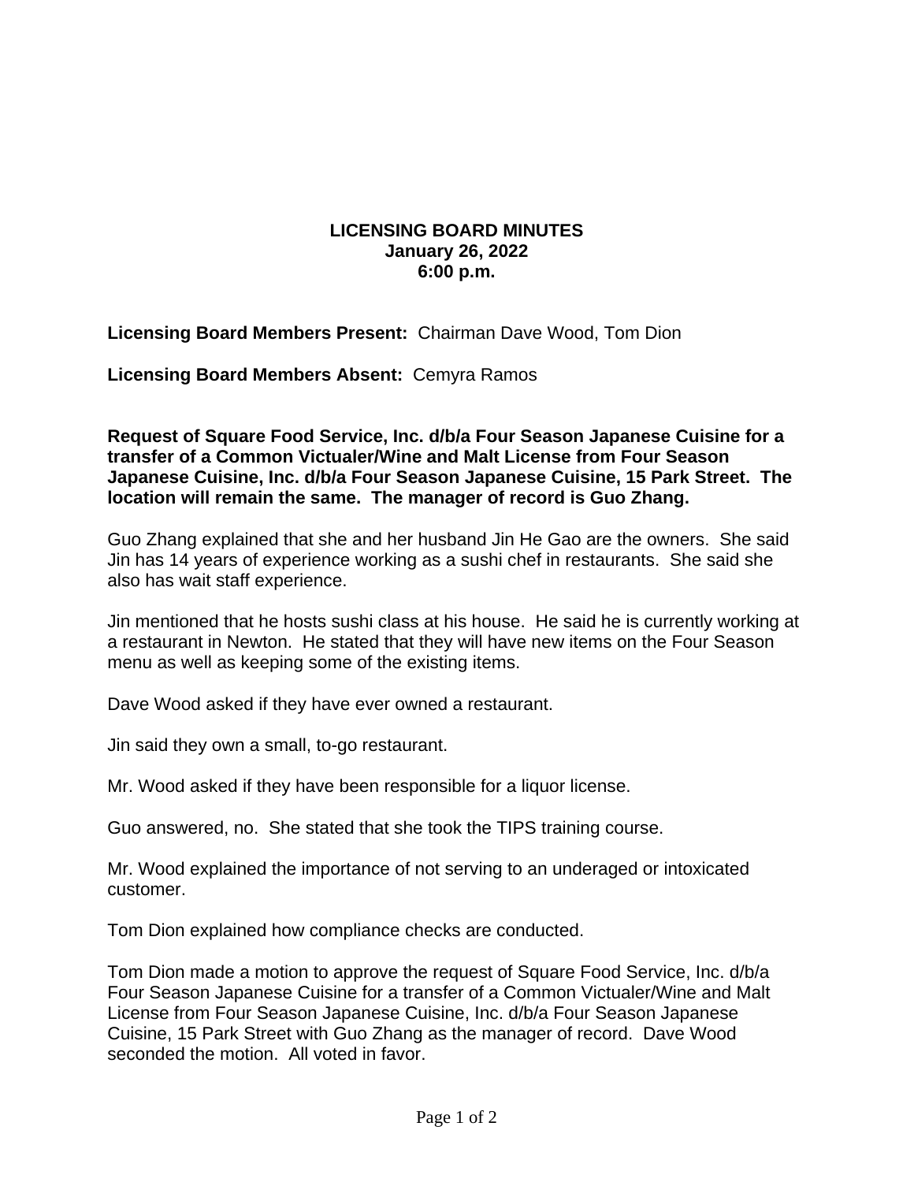# LICENSING BOARD MINUTES
**January 26, 2022**
**6:00 p.m.**

**Licensing Board Members Present:** Chairman Dave Wood, Tom Dion

**Licensing Board Members Absent:** Cemyra Ramos

**Request of Square Food Service, Inc. d/b/a Four Season Japanese Cuisine for a transfer of a Common Victualer/Wine and Malt License from Four Season Japanese Cuisine, Inc. d/b/a Four Season Japanese Cuisine, 15 Park Street. The location will remain the same. The manager of record is Guo Zhang.**

Guo Zhang explained that she and her husband Jin He Gao are the owners. She said Jin has 14 years of experience working as a sushi chef in restaurants. She said she also has wait staff experience.

Jin mentioned that he hosts sushi class at his house. He said he is currently working at a restaurant in Newton. He stated that they will have new items on the Four Season menu as well as keeping some of the existing items.

Dave Wood asked if they have ever owned a restaurant.

Jin said they own a small, to-go restaurant.

Mr. Wood asked if they have been responsible for a liquor license.

Guo answered, no. She stated that she took the TIPS training course.

Mr. Wood explained the importance of not serving to an underaged or intoxicated customer.

Tom Dion explained how compliance checks are conducted.

Tom Dion made a motion to approve the request of Square Food Service, Inc. d/b/a Four Season Japanese Cuisine for a transfer of a Common Victualer/Wine and Malt License from Four Season Japanese Cuisine, Inc. d/b/a Four Season Japanese Cuisine, 15 Park Street with Guo Zhang as the manager of record. Dave Wood seconded the motion. All voted in favor.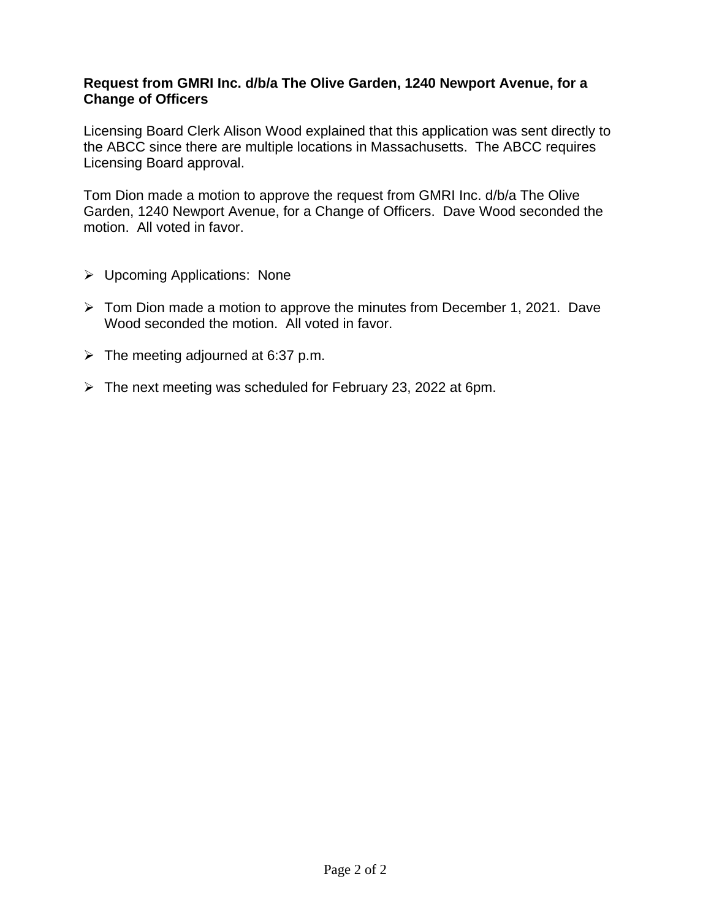**Request from GMRI Inc. d/b/a The Olive Garden, 1240 Newport Avenue, for a Change of Officers**

Licensing Board Clerk Alison Wood explained that this application was sent directly to the ABCC since there are multiple locations in Massachusetts. The ABCC requires Licensing Board approval.

Tom Dion made a motion to approve the request from GMRI Inc. d/b/a The Olive Garden, 1240 Newport Avenue, for a Change of Officers. Dave Wood seconded the motion. All voted in favor.

- Upcoming Applications: None
- Tom Dion made a motion to approve the minutes from December 1, 2021. Dave Wood seconded the motion. All voted in favor.
- The meeting adjourned at 6:37 p.m.
- The next meeting was scheduled for February 23, 2022 at 6pm.